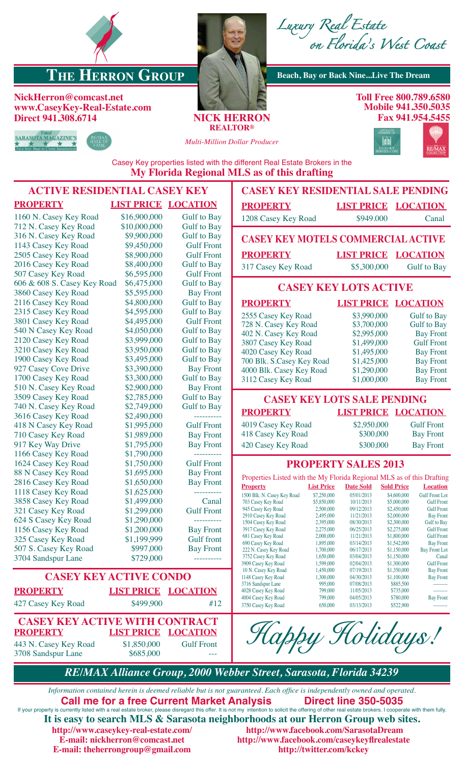# The Herron Group

*Luxury Real Estate on Florida's West Coast*

**Beach, Bay or Back Nine...Live The Dream**

**NickHerron@comcast.net**
**www.CaseyKey-Real-Estate.com**
**Direct 941.308.6714**

**NICK HERRON**
**REALTOR®**
*Multi-Million Dollar Producer*

**Toll Free 800.789.6580**
**Mobile 941.350.5035**
**Fax 941.954.5455**

Voted SARASOTA MAGAZINE'S Five Star: Best in Client Satisfaction

RE/MAX HALL OF FAME

Casey Key properties listed with the different Real Estate Brokers in the
**My Florida Regional MLS as of this drafting**

## ACTIVE RESIDENTIAL CASEY KEY

| PROPERTY | LIST PRICE | LOCATION |
|---|---|---|
| 1160 N. Casey Key Road | $16,900,000 | Gulf to Bay |
| 712 N. Casey Key Road | $10,000,000 | Gulf to Bay |
| 316 N. Casey Key Road | $9,900,000 | Gulf to Bay |
| 1143 Casey Key Road | $9,450,000 | Gulf Front |
| 2505 Casey Key Road | $8,900,000 | Gulf Front |
| 2016 Casey Key Road | $8,400,000 | Gulf to Bay |
| 507 Casey Key Road | $6,595,000 | Gulf Front |
| 606 & 608 S. Casey Key Road | $6,475,000 | Gulf to Bay |
| 3860 Casey Key Road | $5,595,000 | Bay Front |
| 2116 Casey Key Road | $4,800,000 | Gulf to Bay |
| 2315 Casey Key Road | $4,595,000 | Gulf to Bay |
| 3801 Casey Key Road | $4,495,000 | Gulf Front |
| 540 N Casey Key Road | $4,050,000 | Gulf to Bay |
| 2120 Casey Key Road | $3,999,000 | Gulf to Bay |
| 3210 Casey Key Road | $3,950,000 | Gulf to Bay |
| 1900 Casey Key Road | $3,495,000 | Gulf to Bay |
| 927 Casey Cove Drive | $3,390,000 | Bay Front |
| 1700 Casey Key Road | $3,300,000 | Gulf to Bay |
| 510 N. Casey Key Road | $2,900,000 | Bay Front |
| 3509 Casey Key Road | $2,785,000 | Gulf to Bay |
| 740 N. Casey Key Road | $2,749,000 | Gulf to Bay |
| 3616 Casey Key Road | $2,490,000 | ---------- |
| 418 N Casey Key Road | $1,995,000 | Gulf Front |
| 710 Casey Key Road | $1,989,000 | Bay Front |
| 917 Key Way Drive | $1,795,000 | Bay Front |
| 1166 Casey Key Road | $1,790,000 | ---------- |
| 1624 Casey Key Road | $1,750,000 | Gulf Front |
| 88 N Casey Key Road | $1,695,000 | Bay Front |
| 2816 Casey Key Road | $1,650,000 | Bay Front |
| 1118 Casey Key Road | $1,625,000 | ---------- |
| 3858 Casey Key Road | $1,499,000 | Canal |
| 321 Casey Key Road | $1,299,000 | Gulf Front |
| 624 S Casey Key Road | $1,290,000 | ---------- |
| 1156 Casey Key Road | $1,200,000 | Bay Front |
| 325 Casey Key Road | $1,199,999 | Gulf front |
| 507 S. Casey Key Road | $997,000 | Bay Front |
| 3704 Sandspur Lane | $729,000 | ---------- |

## CASEY KEY ACTIVE CONDO

| PROPERTY | LIST PRICE | LOCATION |
|---|---|---|
| 427 Casey Key Road | $499,900 | #12 |

## CASEY KEY ACTIVE WITH CONTRACT

| PROPERTY | LIST PRICE | LOCATION |
|---|---|---|
| 443 N. Casey Key Road | $1,850,000 | Gulf Front |
| 3708 Sandspur Lane | $685,000 | --- |

## CASEY KEY RESIDENTIAL SALE PENDING

| PROPERTY | LIST PRICE | LOCATION |
|---|---|---|
| 1208 Casey Key Road | $949.000 | Canal |

## CASEY KEY MOTELS COMMERCIAL ACTIVE

| PROPERTY | LIST PRICE | LOCATION |
|---|---|---|
| 317 Casey Key Road | $5,300,000 | Gulf to Bay |

## CASEY KEY LOTS ACTIVE

| PROPERTY | LIST PRICE | LOCATION |
|---|---|---|
| 2555 Casey Key Road | $3,990,000 | Gulf to Bay |
| 728 N. Casey Key Road | $3,700,000 | Gulf to Bay |
| 402 N. Casey Key Road | $2,995,000 | Bay Front |
| 3807 Casey Key Road | $1,499,000 | Gulf Front |
| 4020 Casey Key Road | $1,495,000 | Bay Front |
| 700 Blk. S.Casey Key Road | $1,425,000 | Bay Front |
| 4000 Blk. Casey Key Road | $1,290,000 | Bay Front |
| 3112 Casey Key Road | $1,000,000 | Bay Front |

## CASEY KEY LOTS SALE PENDING

| PROPERTY | LIST PRICE | LOCATION |
|---|---|---|
| 4019 Casey Key Road | $2,950,000 | Gulf Front |
| 418 Casey Key Road | $300,000 | Bay Front |
| 420 Casey Key Road | $300,000 | Bay Front |

## PROPERTY SALES 2013

Properties Listed with the My Florida Regional MLS as of this Drafting

| Property | List Price | Date Sold | Sold Price | Location |
|---|---|---|---|---|
| 1500 Blk. N. Casey Key Road | $7,250,000 | 05/01/2013 | $4,600,000 | Gulf Front Lot |
| 703 Casey Key Road | $5,850,000 | 10/11/2013 | $5,000,000 | Gulf Front |
| 945 Casey Key Road | 2,500,000 | 09/12/2013 | $2,450,000 | Gulf Front |
| 2910 Casey Key Road | 2,495,000 | 11/21/2013 | $2,000,000 | Bay Front |
| 1504 Casey Key Road | 2,395,000 | 08/30/2013 | $2,300,000 | Gulf to Bay |
| 3917 Casey Key Road | 2,275,000 | 06/25/2013 | $2,275,000 | Gulf Front |
| 681 Casey Key Road | 2,000,000 | 11/21/2013 | $1,800,000 | Gulf Front |
| 690 Casey Key Road | 1,895,000 | 03/14/2013 | $1,542,000 | Bay Front |
| 222 N. Casey Key Road | 1,700,000 | 06/17/2013 | $1,150,000 | Bay Front Lot |
| 3752 Casey Key Road | 1,650,000 | 03/04/2013 | $1,150,000 | Canal |
| 3909 Casey Key Road | 1,599,000 | 02/04/2013 | $1,300,000 | Gulf Front |
| 10 N. Casey Key Road | 1,450,000 | 07/19/2013 | $1,350,000 | Bay Front |
| 1148 Casey Key Road | 1,300,000 | 04/30/2013 | $1,100,000 | Bay Front |
| 3716 Sandspur Lane | 995,000 | 07/08/2013 | $885,500 | --------- |
| 4028 Casey Key Road | 799,000 | 11/05/2013 | $735,000 | --------- |
| 4004 Casey Key Road | 799,000 | 04/05/2013 | $780,000 | Bay Front |
| 3750 Casey Key Road | 650,000 | 03/13/2013 | $522,900 | --------- |

*Happy Holidays!*

***RE/MAX Alliance Group, 2000 Webber Street, Sarasota, Florida 34239***

*Information contained herein is deemed reliable but is not guaranteed. Each office is independently owned and operated.*

**Call me for a free Current Market Analysis** **Direct line 350-5035**

If your property is currently listed with a real estate broker, please disregard this offer. It is not my intention to solicit the offering of other real estate brokers. I cooperate with them fully.

**It is easy to search MLS & Sarasota neighborhoods at our Herron Group web sites.**

**http://www.caseykey-real-estate.com/**
**E-mail: nickherron@comcast.net**
**E-mail: theherrongroup@gmail.com**
**http://www.facebook.com/SarasotaDream**
**http://www.facebook.com/caseykeyflrealestate**
**http://twitter.com/kckey**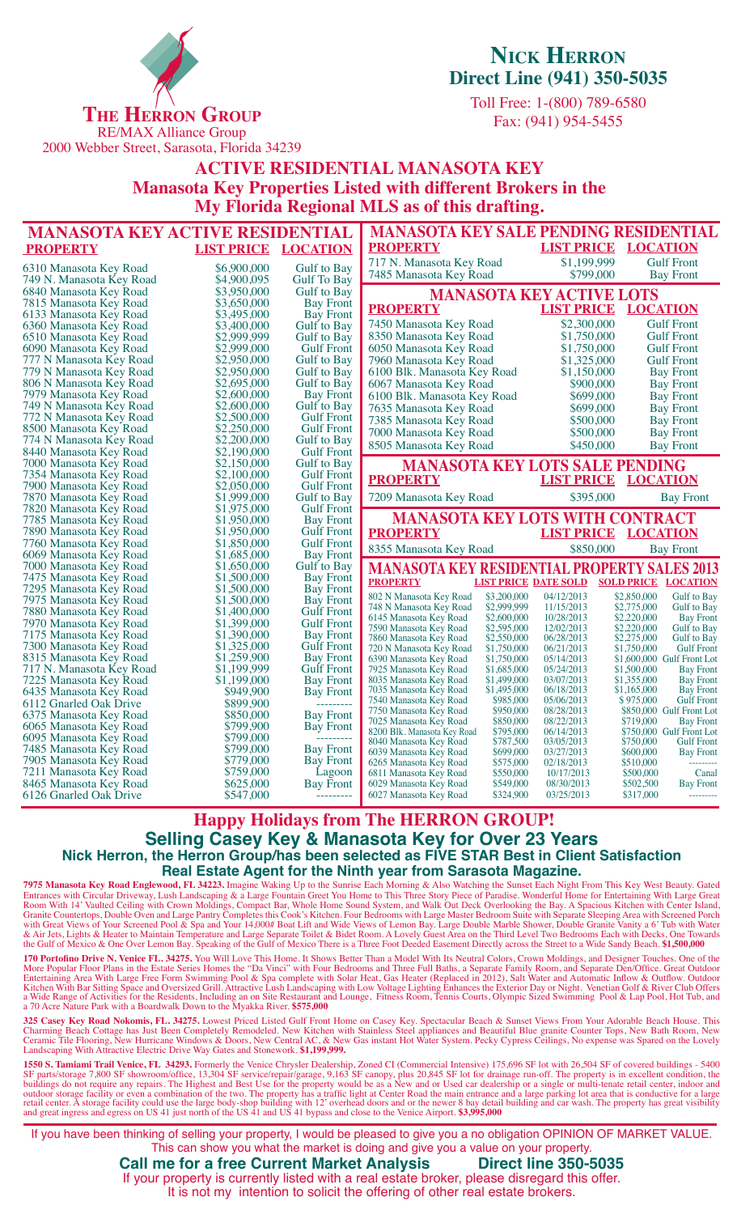# Nick Herron

**Direct Line (941) 350-5035**

Toll Free: 1-(800) 789-6580
Fax: (941) 954-5455

**The Herron Group**
RE/MAX Alliance Group
2000 Webber Street, Sarasota, Florida 34239

## ACTIVE RESIDENTIAL MANASOTA KEY

### Manasota Key Properties Listed with different Brokers in the My Florida Regional MLS as of this drafting.

### MANASOTA KEY ACTIVE RESIDENTIAL

| PROPERTY | LIST PRICE | LOCATION |
|---|---|---|
| 6310 Manasota Key Road | $6,900,000 | Gulf to Bay |
| 749 N. Manasota Key Road | $4,900,095 | Gulf To Bay |
| 6840 Manasota Key Road | $3,950,000 | Gulf to Bay |
| 7815 Manasota Key Road | $3,650,000 | Bay Front |
| 6133 Manasota Key Road | $3,495,000 | Bay Front |
| 6360 Manasota Key Road | $3,400,000 | Gulf to Bay |
| 6510 Manasota Key Road | $2,999,999 | Gulf to Bay |
| 6090 Manasota Key Road | $2,999,000 | Gulf Front |
| 777 N Manasota Key Road | $2,950,000 | Gulf to Bay |
| 779 N Manasota Key Road | $2,950,000 | Gulf to Bay |
| 806 N Manasota Key Road | $2,695,000 | Gulf to Bay |
| 7979 Manasota Key Road | $2,600,000 | Bay Front |
| 749 N Manasota Key Road | $2,600,000 | Gulf to Bay |
| 772 N Manasota Key Road | $2,500,000 | Gulf Front |
| 8500 Manasota Key Road | $2,250,000 | Gulf Front |
| 774 N Manasota Key Road | $2,200,000 | Gulf to Bay |
| 8440 Manasota Key Road | $2,190,000 | Gulf Front |
| 7000 Manasota Key Road | $2,150,000 | Gulf to Bay |
| 7354 Manasota Key Road | $2,100,000 | Gulf Front |
| 7900 Manasota Key Road | $2,050,000 | Gulf Front |
| 7870 Manasota Key Road | $1,999,000 | Gulf to Bay |
| 7820 Manasota Key Road | $1,975,000 | Gulf Front |
| 7785 Manasota Key Road | $1,950,000 | Bay Front |
| 7890 Manasota Key Road | $1,950,000 | Gulf Front |
| 7760 Manasota Key Road | $1,850,000 | Gulf Front |
| 6069 Manasota Key Road | $1,685,000 | Bay Front |
| 7000 Manasota Key Road | $1,650,000 | Gulf to Bay |
| 7475 Manasota Key Road | $1,500,000 | Bay Front |
| 7295 Manasota Key Road | $1,500,000 | Bay Front |
| 7975 Manasota Key Road | $1,500,000 | Bay Front |
| 7880 Manasota Key Road | $1,400,000 | Gulf Front |
| 7970 Manasota Key Road | $1,399,000 | Gulf Front |
| 7175 Manasota Key Road | $1,390,000 | Bay Front |
| 7300 Manasota Key Road | $1,325,000 | Gulf Front |
| 8315 Manasota Key Road | $1,259,900 | Bay Front |
| 717 N. Manasota Key Road | $1,199,999 | Gulf Front |
| 7225 Manasota Key Road | $1,199,000 | Bay Front |
| 6435 Manasota Key Road | $949,900 | Bay Front |
| 6112 Gnarled Oak Drive | $899,900 | --------- |
| 6375 Manasota Key Road | $850,000 | Bay Front |
| 6065 Manasota Key Road | $799,900 | Bay Front |
| 6095 Manasota Key Road | $799,000 | --------- |
| 7485 Manasota Key Road | $799,000 | Bay Front |
| 7905 Manasota Key Road | $779,000 | Bay Front |
| 7211 Manasota Key Road | $759,000 | Lagoon |
| 8465 Manasota Key Road | $625,000 | Bay Front |
| 6126 Gnarled Oak Drive | $547,000 | --------- |

### MANASOTA KEY SALE PENDING RESIDENTIAL

| PROPERTY | LIST PRICE | LOCATION |
|---|---|---|
| 717 N. Manasota Key Road | $1,199,999 | Gulf Front |
| 7485 Manasota Key Road | $799,000 | Bay Front |

### MANASOTA KEY ACTIVE LOTS

| PROPERTY | LIST PRICE | LOCATION |
|---|---|---|
| 7450 Manasota Key Road | $2,300,000 | Gulf Front |
| 8350 Manasota Key Road | $1,750,000 | Gulf Front |
| 6050 Manasota Key Road | $1,750,000 | Gulf Front |
| 7960 Manasota Key Road | $1,325,000 | Gulf Front |
| 6100 Blk. Manasota Key Road | $1,150,000 | Bay Front |
| 6067 Manasota Key Road | $900,000 | Bay Front |
| 6100 Blk. Manasota Key Road | $699,000 | Bay Front |
| 7635 Manasota Key Road | $699,000 | Bay Front |
| 7385 Manasota Key Road | $500,000 | Bay Front |
| 7000 Manasota Key Road | $500,000 | Bay Front |
| 8505 Manasota Key Road | $450,000 | Bay Front |

### MANASOTA KEY LOTS SALE PENDING

| PROPERTY | LIST PRICE | LOCATION |
|---|---|---|
| 7209 Manasota Key Road | $395,000 | Bay Front |

### MANASOTA KEY LOTS WITH CONTRACT

| PROPERTY | LIST PRICE | LOCATION |
|---|---|---|
| 8355 Manasota Key Road | $850,000 | Bay Front |

### MANASOTA KEY RESIDENTIAL PROPERTY SALES 2013

| PROPERTY | LIST PRICE | DATE SOLD | SOLD PRICE | LOCATION |
|---|---|---|---|---|
| 802 N Manasota Key Road | $3,200,000 | 04/12/2013 | $2,850,000 | Gulf to Bay |
| 748 N Manasota Key Road | $2,999,999 | 11/15/2013 | $2,775,000 | Gulf to Bay |
| 6145 Manasota Key Road | $2,600,000 | 10/28/2013 | $2,220,000 | Bay Front |
| 7590 Manasota Key Road | $2,595,000 | 12/02/2013 | $2,220,000 | Gulf to Bay |
| 7860 Manasota Key Road | $2,550,000 | 06/28/2013 | $2,275,000 | Gulf to Bay |
| 720 N Manasota Key Road | $1,750,000 | 06/21/2013 | $1,750,000 | Gulf Front |
| 6390 Manasota Key Road | $1,750,000 | 05/14/2013 | $1,600,000 | Gulf Front Lot |
| 7925 Manasota Key Road | $1,685,000 | 05/24/2013 | $1,500,000 | Bay Front |
| 8035 Manasota Key Road | $1,499,000 | 03/07/2013 | $1,355,000 | Bay Front |
| 7035 Manasota Key Road | $1,495,000 | 06/18/2013 | $1,165,000 | Bay Front |
| 7540 Manasota Key Road | $985,000 | 05/06/2013 | $ 975,000 | Gulf Front |
| 7750 Manasota Key Road | $950,000 | 08/28/2013 | $850,000 | Gulf Front Lot |
| 7025 Manasota Key Road | $850,000 | 08/22/2013 | $719,000 | Bay Front |
| 8200 Blk. Manasota Key Road | $795,000 | 06/14/2013 | $750,000 | Gulf Front Lot |
| 8040 Manasota Key Road | $787,500 | 03/05/2013 | $750,000 | Gulf Front |
| 6039 Manasota Key Road | $699,000 | 03/27/2013 | $600,000 | Bay Front |
| 6265 Manasota Key Road | $575,000 | 02/18/2013 | $510,000 | --------- |
| 6811 Manasota Key Road | $550,000 | 10/17/2013 | $500,000 | Canal |
| 6029 Manasota Key Road | $549,000 | 08/30/2013 | $502,500 | Bay Front |
| 6027 Manasota Key Road | $324,900 | 03/25/2013 | $317,000 | --------- |

## Happy Holidays from The HERRON GROUP!

### Selling Casey Key & Manasota Key for Over 23 Years

**Nick Herron, the Herron Group/has been selected as FIVE STAR Best in Client Satisfaction Real Estate Agent for the Ninth year from Sarasota Magazine.**

**7975 Manasota Key Road Englewood, FL 34223.** Imagine Waking Up to the Sunrise Each Morning & Also Watching the Sunset Each Night From This Key West Beauty. Gated Entrances with Circular Driveway, Lush Landscaping & a Large Fountain Greet You Home to This Three Story Piece of Paradise. Wonderful Home for Entertaining With Large Great Room With 14' Vaulted Ceiling with Crown Moldings, Compact Bar, Whole Home Sound System, and Walk Out Deck Overlooking the Bay. A Spacious Kitchen with Center Island, Granite Countertops, Double Oven and Large Pantry Completes this Cook's Kitchen. Four Bedrooms with Large Master Bedroom Suite with Separate Sleeping Area with Screened Porch with Great Views of Your Screened Pool & Spa and Your 14,000# Boat Lift and Wide Views of Lemon Bay. Large Double Marble Shower, Double Granite Vanity a 6' Tub with Water & Air Jets, Lights & Heater to Maintain Temperature and Large Separate Toilet & Bidet Room. A Lovely Guest Area on the Third Level Two Bedrooms Each with Decks, One Towards the Gulf of Mexico & One Over Lemon Bay. Speaking of the Gulf of Mexico There is a Three Foot Deeded Easement Directly across the Street to a Wide Sandy Beach. **$1,500,000**

**170 Portofino Drive N. Venice FL. 34275.** You Will Love This Home. It Shows Better Than a Model With Its Neutral Colors, Crown Moldings, and Designer Touches. One of the More Popular Floor Plans in the Estate Series Homes the "Da Vinci" with Four Bedrooms and Three Full Baths, a Separate Family Room, and Separate Den/Office. Great Outdoor Entertaining Area With Large Free Form Swimming Pool & Spa complete with Solar Heat, Gas Heater (Replaced in 2012), Salt Water and Automatic Inflow & Outflow. Outdoor Kitchen With Bar Sitting Space and Oversized Grill. Attractive Lush Landscaping with Low Voltage Lighting Enhances the Exterior Day or Night. Venetian Golf & River Club Offers a Wide Range of Activities for the Residents, Including an on Site Restaurant and Lounge, Fitness Room, Tennis Courts, Olympic Sized Swimming Pool & Lap Pool, Hot Tub, and a 70 Acre Nature Park with a Boardwalk Down to the Myakka River. **$575,000**

**325 Casey Key Road Nokomis, FL. 34275.** Lowest Priced Listed Gulf Front Home on Casey Key. Spectacular Beach & Sunset Views From Your Adorable Beach House. This Charming Beach Cottage has Just Been Completely Remodeled. New Kitchen with Stainless Steel appliances and Beautiful Blue granite Counter Tops, New Bath Room, New Ceramic Tile Flooring, New Hurricane Windows & Doors, New Central AC, & New Gas instant Hot Water System. Pecky Cypress Ceilings, No expense was Spared on the Lovely Landscaping With Attractive Electric Drive Way Gates and Stonework. **$1,199,999.**

**1550 S. Tamiami Trail Venice, FL 34293.** Formerly the Venice Chrysler Dealership, Zoned CI (Commercial Intensive) 175,696 SF lot with 26,504 SF of covered buildings - 5400 SF parts/storage 7,800 SF showroom/office, 13,304 SF service/repair/garage, 9,163 SF canopy, plus 20,845 SF lot for drainage run-off. The property is in excellent condition, the buildings do not require any repairs. The Highest and Best Use for the property would be as a New and or Used car dealership or a single or multi-tenate retail center, indoor and outdoor storage facility or even a combination of the two. The property has a traffic light at Center Road the main entrance and a large parking lot area that is conductive for a large retail center. A storage facility could use the large body-shop building with 12' overhead doors and or the newer 8 bay detail building and car wash. The property has great visibility and great ingress and egress on US 41 just north of the US 41 and US 41 bypass and close to the Venice Airport. **$3,995,000**

If you have been thinking of selling your property, I would be pleased to give you a no obligation OPINION OF MARKET VALUE. This can show you what the market is doing and give you a value on your property.

**Call me for a free Current Market Analysis Direct line 350-5035**

If your property is currently listed with a real estate broker, please disregard this offer. It is not my intention to solicit the offering of other real estate brokers.